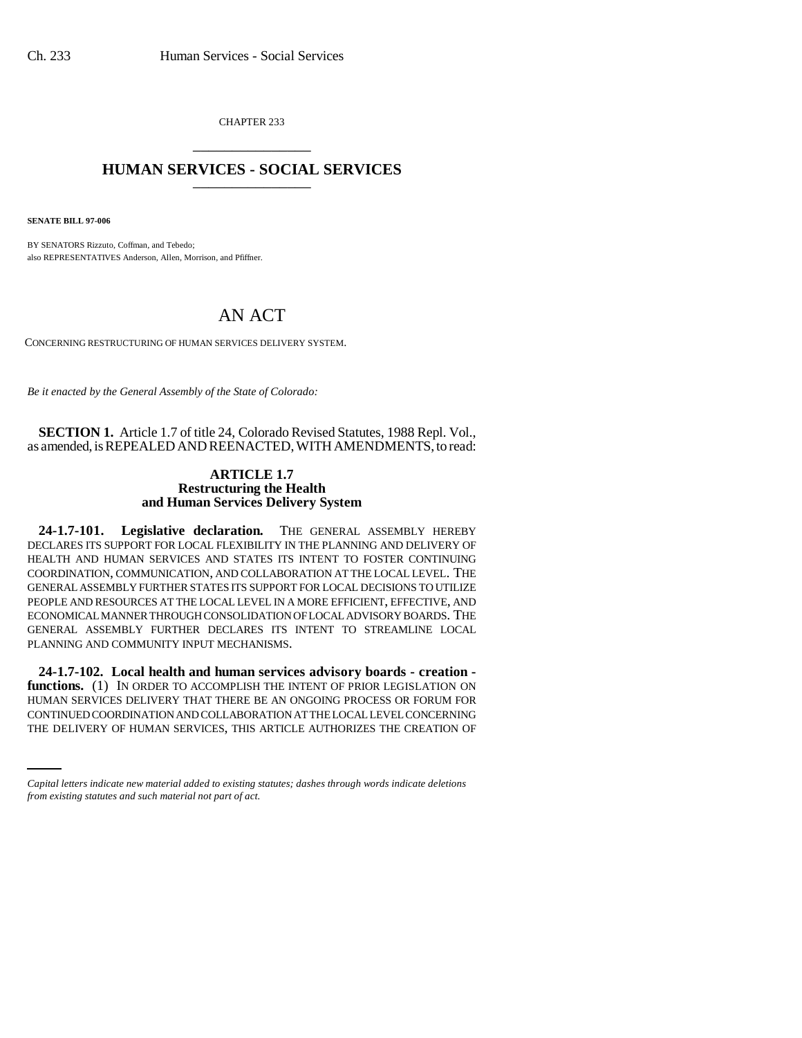CHAPTER 233

# HUMAN SERVICES - SOCIAL SERVICES

**SENATE BILL 97-006**

BY SENATORS Rizzuto, Coffman, and Tebedo;
also REPRESENTATIVES Anderson, Allen, Morrison, and Pfiffner.

# AN ACT

CONCERNING RESTRUCTURING OF HUMAN SERVICES DELIVERY SYSTEM.

*Be it enacted by the General Assembly of the State of Colorado:*

**SECTION 1.** Article 1.7 of title 24, Colorado Revised Statutes, 1988 Repl. Vol., as amended, is REPEALED AND REENACTED, WITH AMENDMENTS, to read:

## ARTICLE 1.7
## Restructuring the Health and Human Services Delivery System

**24-1.7-101. Legislative declaration.** THE GENERAL ASSEMBLY HEREBY DECLARES ITS SUPPORT FOR LOCAL FLEXIBILITY IN THE PLANNING AND DELIVERY OF HEALTH AND HUMAN SERVICES AND STATES ITS INTENT TO FOSTER CONTINUING COORDINATION, COMMUNICATION, AND COLLABORATION AT THE LOCAL LEVEL. THE GENERAL ASSEMBLY FURTHER STATES ITS SUPPORT FOR LOCAL DECISIONS TO UTILIZE PEOPLE AND RESOURCES AT THE LOCAL LEVEL IN A MORE EFFICIENT, EFFECTIVE, AND ECONOMICAL MANNER THROUGH CONSOLIDATION OF LOCAL ADVISORY BOARDS. THE GENERAL ASSEMBLY FURTHER DECLARES ITS INTENT TO STREAMLINE LOCAL PLANNING AND COMMUNITY INPUT MECHANISMS.

**24-1.7-102. Local health and human services advisory boards - creation - functions.** (1) IN ORDER TO ACCOMPLISH THE INTENT OF PRIOR LEGISLATION ON HUMAN SERVICES DELIVERY THAT THERE BE AN ONGOING PROCESS OR FORUM FOR CONTINUED COORDINATION AND COLLABORATION AT THE LOCAL LEVEL CONCERNING THE DELIVERY OF HUMAN SERVICES, THIS ARTICLE AUTHORIZES THE CREATION OF

*Capital letters indicate new material added to existing statutes; dashes through words indicate deletions from existing statutes and such material not part of act.*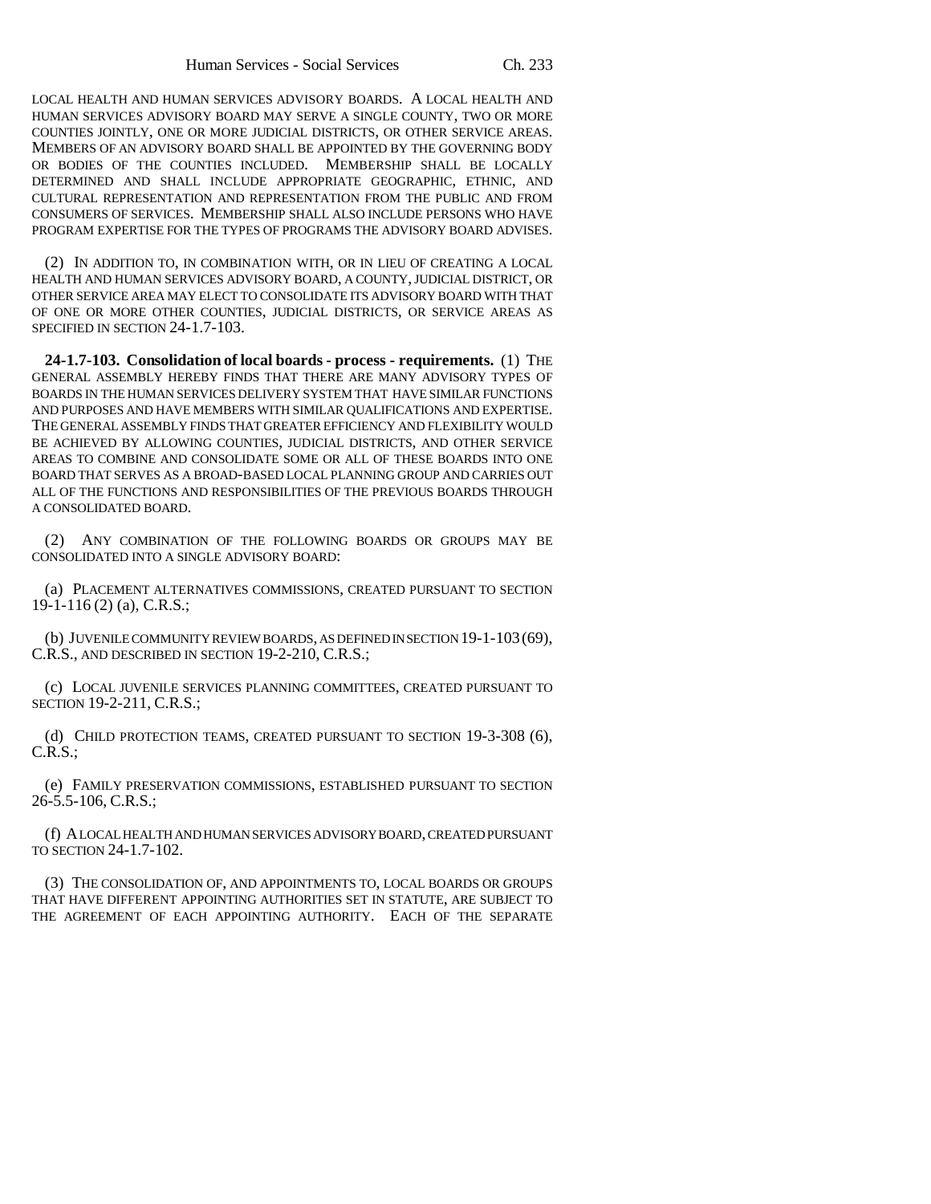LOCAL HEALTH AND HUMAN SERVICES ADVISORY BOARDS. A LOCAL HEALTH AND HUMAN SERVICES ADVISORY BOARD MAY SERVE A SINGLE COUNTY, TWO OR MORE COUNTIES JOINTLY, ONE OR MORE JUDICIAL DISTRICTS, OR OTHER SERVICE AREAS. MEMBERS OF AN ADVISORY BOARD SHALL BE APPOINTED BY THE GOVERNING BODY OR BODIES OF THE COUNTIES INCLUDED. MEMBERSHIP SHALL BE LOCALLY DETERMINED AND SHALL INCLUDE APPROPRIATE GEOGRAPHIC, ETHNIC, AND CULTURAL REPRESENTATION AND REPRESENTATION FROM THE PUBLIC AND FROM CONSUMERS OF SERVICES. MEMBERSHIP SHALL ALSO INCLUDE PERSONS WHO HAVE PROGRAM EXPERTISE FOR THE TYPES OF PROGRAMS THE ADVISORY BOARD ADVISES.

(2) IN ADDITION TO, IN COMBINATION WITH, OR IN LIEU OF CREATING A LOCAL HEALTH AND HUMAN SERVICES ADVISORY BOARD, A COUNTY, JUDICIAL DISTRICT, OR OTHER SERVICE AREA MAY ELECT TO CONSOLIDATE ITS ADVISORY BOARD WITH THAT OF ONE OR MORE OTHER COUNTIES, JUDICIAL DISTRICTS, OR SERVICE AREAS AS SPECIFIED IN SECTION 24-1.7-103.

**24-1.7-103. Consolidation of local boards - process - requirements.** (1) THE GENERAL ASSEMBLY HEREBY FINDS THAT THERE ARE MANY ADVISORY TYPES OF BOARDS IN THE HUMAN SERVICES DELIVERY SYSTEM THAT HAVE SIMILAR FUNCTIONS AND PURPOSES AND HAVE MEMBERS WITH SIMILAR QUALIFICATIONS AND EXPERTISE. THE GENERAL ASSEMBLY FINDS THAT GREATER EFFICIENCY AND FLEXIBILITY WOULD BE ACHIEVED BY ALLOWING COUNTIES, JUDICIAL DISTRICTS, AND OTHER SERVICE AREAS TO COMBINE AND CONSOLIDATE SOME OR ALL OF THESE BOARDS INTO ONE BOARD THAT SERVES AS A BROAD-BASED LOCAL PLANNING GROUP AND CARRIES OUT ALL OF THE FUNCTIONS AND RESPONSIBILITIES OF THE PREVIOUS BOARDS THROUGH A CONSOLIDATED BOARD.

(2) ANY COMBINATION OF THE FOLLOWING BOARDS OR GROUPS MAY BE CONSOLIDATED INTO A SINGLE ADVISORY BOARD:

(a) PLACEMENT ALTERNATIVES COMMISSIONS, CREATED PURSUANT TO SECTION 19-1-116 (2) (a), C.R.S.;

(b) JUVENILE COMMUNITY REVIEW BOARDS, AS DEFINED IN SECTION 19-1-103 (69), C.R.S., AND DESCRIBED IN SECTION 19-2-210, C.R.S.;

(c) LOCAL JUVENILE SERVICES PLANNING COMMITTEES, CREATED PURSUANT TO SECTION 19-2-211, C.R.S.;

(d) CHILD PROTECTION TEAMS, CREATED PURSUANT TO SECTION 19-3-308 (6), C.R.S.;

(e) FAMILY PRESERVATION COMMISSIONS, ESTABLISHED PURSUANT TO SECTION 26-5.5-106, C.R.S.;

(f) A LOCAL HEALTH AND HUMAN SERVICES ADVISORY BOARD, CREATED PURSUANT TO SECTION 24-1.7-102.

(3) THE CONSOLIDATION OF, AND APPOINTMENTS TO, LOCAL BOARDS OR GROUPS THAT HAVE DIFFERENT APPOINTING AUTHORITIES SET IN STATUTE, ARE SUBJECT TO THE AGREEMENT OF EACH APPOINTING AUTHORITY. EACH OF THE SEPARATE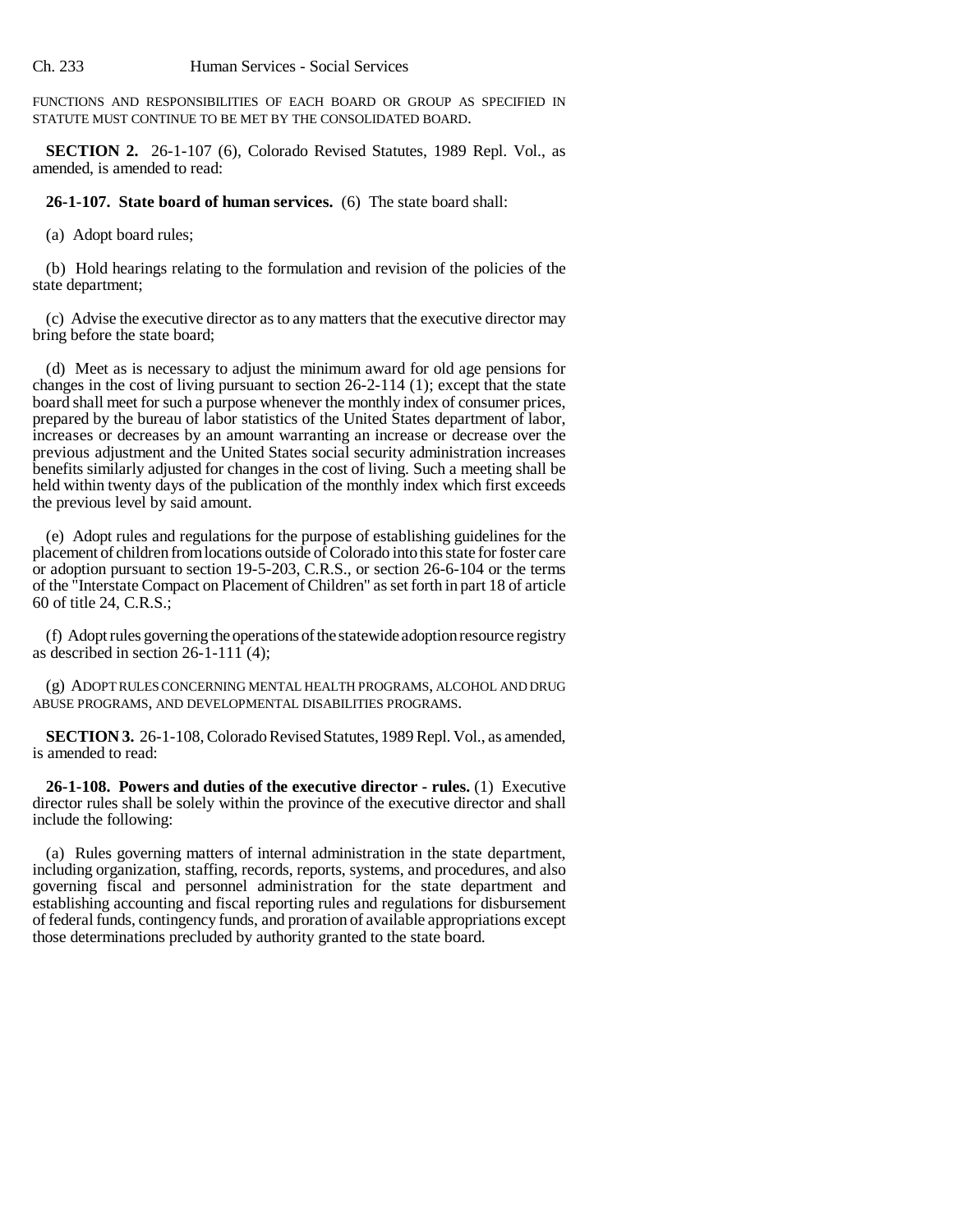FUNCTIONS AND RESPONSIBILITIES OF EACH BOARD OR GROUP AS SPECIFIED IN STATUTE MUST CONTINUE TO BE MET BY THE CONSOLIDATED BOARD.

**SECTION 2.** 26-1-107 (6), Colorado Revised Statutes, 1989 Repl. Vol., as amended, is amended to read:

**26-1-107. State board of human services.** (6) The state board shall:

(a) Adopt board rules;

(b) Hold hearings relating to the formulation and revision of the policies of the state department;

(c) Advise the executive director as to any matters that the executive director may bring before the state board;

(d) Meet as is necessary to adjust the minimum award for old age pensions for changes in the cost of living pursuant to section 26-2-114 (1); except that the state board shall meet for such a purpose whenever the monthly index of consumer prices, prepared by the bureau of labor statistics of the United States department of labor, increases or decreases by an amount warranting an increase or decrease over the previous adjustment and the United States social security administration increases benefits similarly adjusted for changes in the cost of living. Such a meeting shall be held within twenty days of the publication of the monthly index which first exceeds the previous level by said amount.

(e) Adopt rules and regulations for the purpose of establishing guidelines for the placement of children from locations outside of Colorado into this state for foster care or adoption pursuant to section 19-5-203, C.R.S., or section 26-6-104 or the terms of the "Interstate Compact on Placement of Children" as set forth in part 18 of article 60 of title 24, C.R.S.;

(f) Adopt rules governing the operations of the statewide adoption resource registry as described in section 26-1-111 (4);

(g) ADOPT RULES CONCERNING MENTAL HEALTH PROGRAMS, ALCOHOL AND DRUG ABUSE PROGRAMS, AND DEVELOPMENTAL DISABILITIES PROGRAMS.

**SECTION 3.** 26-1-108, Colorado Revised Statutes, 1989 Repl. Vol., as amended, is amended to read:

**26-1-108. Powers and duties of the executive director - rules.** (1) Executive director rules shall be solely within the province of the executive director and shall include the following:

(a) Rules governing matters of internal administration in the state department, including organization, staffing, records, reports, systems, and procedures, and also governing fiscal and personnel administration for the state department and establishing accounting and fiscal reporting rules and regulations for disbursement of federal funds, contingency funds, and proration of available appropriations except those determinations precluded by authority granted to the state board.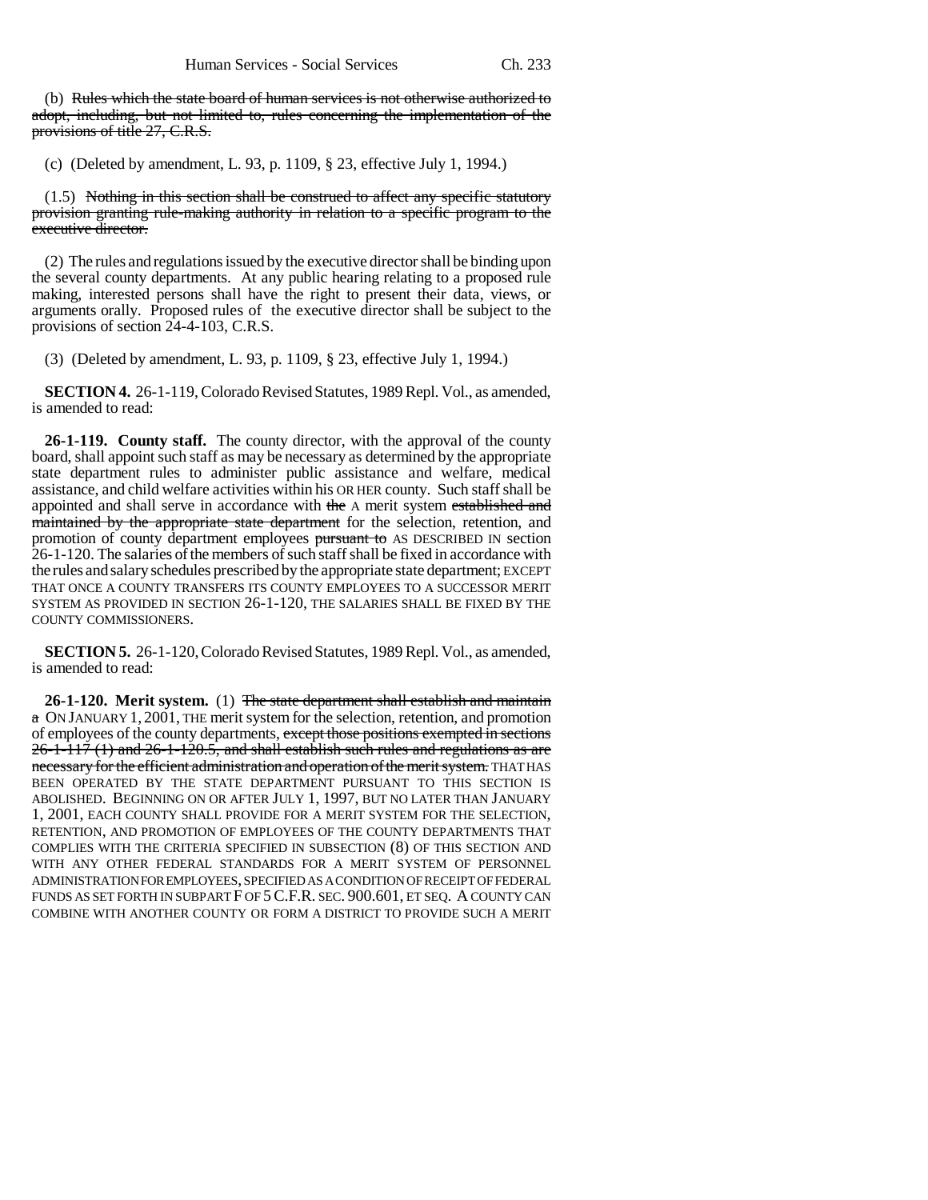(b) ~~Rules which the state board of human services is not otherwise authorized to adopt, including, but not limited to, rules concerning the implementation of the provisions of title 27, C.R.S.~~

(c) (Deleted by amendment, L. 93, p. 1109, § 23, effective July 1, 1994.)

(1.5) ~~Nothing in this section shall be construed to affect any specific statutory provision granting rule-making authority in relation to a specific program to the executive director.~~

(2) The rules and regulations issued by the executive director shall be binding upon the several county departments. At any public hearing relating to a proposed rule making, interested persons shall have the right to present their data, views, or arguments orally. Proposed rules of the executive director shall be subject to the provisions of section 24-4-103, C.R.S.

(3) (Deleted by amendment, L. 93, p. 1109, § 23, effective July 1, 1994.)

**SECTION 4.** 26-1-119, Colorado Revised Statutes, 1989 Repl. Vol., as amended, is amended to read:

**26-1-119. County staff.** The county director, with the approval of the county board, shall appoint such staff as may be necessary as determined by the appropriate state department rules to administer public assistance and welfare, medical assistance, and child welfare activities within his OR HER county. Such staff shall be appointed and shall serve in accordance with ~~the~~ A merit system ~~established and maintained by the appropriate state department~~ for the selection, retention, and promotion of county department employees ~~pursuant to~~ AS DESCRIBED IN section 26-1-120. The salaries of the members of such staff shall be fixed in accordance with the rules and salary schedules prescribed by the appropriate state department; EXCEPT THAT ONCE A COUNTY TRANSFERS ITS COUNTY EMPLOYEES TO A SUCCESSOR MERIT SYSTEM AS PROVIDED IN SECTION 26-1-120, THE SALARIES SHALL BE FIXED BY THE COUNTY COMMISSIONERS.

**SECTION 5.** 26-1-120, Colorado Revised Statutes, 1989 Repl. Vol., as amended, is amended to read:

**26-1-120. Merit system.** (1) ~~The state department shall establish and maintain a~~ ON JANUARY 1, 2001, THE merit system for the selection, retention, and promotion of employees of the county departments, ~~except those positions exempted in sections 26-1-117 (1) and 26-1-120.5, and shall establish such rules and regulations as are necessary for the efficient administration and operation of the merit system.~~ THAT HAS BEEN OPERATED BY THE STATE DEPARTMENT PURSUANT TO THIS SECTION IS ABOLISHED. BEGINNING ON OR AFTER JULY 1, 1997, BUT NO LATER THAN JANUARY 1, 2001, EACH COUNTY SHALL PROVIDE FOR A MERIT SYSTEM FOR THE SELECTION, RETENTION, AND PROMOTION OF EMPLOYEES OF THE COUNTY DEPARTMENTS THAT COMPLIES WITH THE CRITERIA SPECIFIED IN SUBSECTION (8) OF THIS SECTION AND WITH ANY OTHER FEDERAL STANDARDS FOR A MERIT SYSTEM OF PERSONNEL ADMINISTRATION FOR EMPLOYEES, SPECIFIED AS A CONDITION OF RECEIPT OF FEDERAL FUNDS AS SET FORTH IN SUBPART F OF 5 C.F.R. SEC. 900.601, ET SEQ. A COUNTY CAN COMBINE WITH ANOTHER COUNTY OR FORM A DISTRICT TO PROVIDE SUCH A MERIT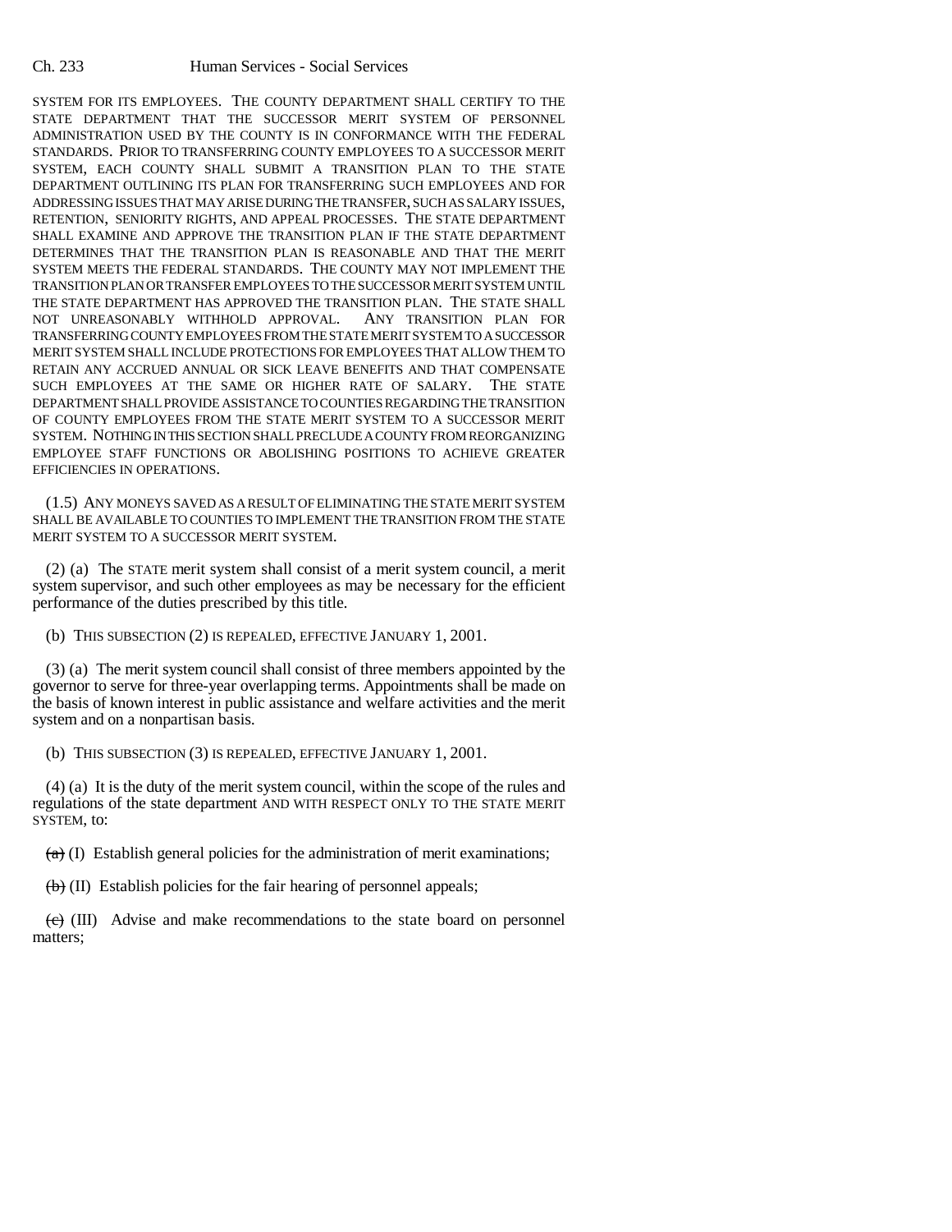SYSTEM FOR ITS EMPLOYEES. THE COUNTY DEPARTMENT SHALL CERTIFY TO THE STATE DEPARTMENT THAT THE SUCCESSOR MERIT SYSTEM OF PERSONNEL ADMINISTRATION USED BY THE COUNTY IS IN CONFORMANCE WITH THE FEDERAL STANDARDS. PRIOR TO TRANSFERRING COUNTY EMPLOYEES TO A SUCCESSOR MERIT SYSTEM, EACH COUNTY SHALL SUBMIT A TRANSITION PLAN TO THE STATE DEPARTMENT OUTLINING ITS PLAN FOR TRANSFERRING SUCH EMPLOYEES AND FOR ADDRESSING ISSUES THAT MAY ARISE DURING THE TRANSFER, SUCH AS SALARY ISSUES, RETENTION, SENIORITY RIGHTS, AND APPEAL PROCESSES. THE STATE DEPARTMENT SHALL EXAMINE AND APPROVE THE TRANSITION PLAN IF THE STATE DEPARTMENT DETERMINES THAT THE TRANSITION PLAN IS REASONABLE AND THAT THE MERIT SYSTEM MEETS THE FEDERAL STANDARDS. THE COUNTY MAY NOT IMPLEMENT THE TRANSITION PLAN OR TRANSFER EMPLOYEES TO THE SUCCESSOR MERIT SYSTEM UNTIL THE STATE DEPARTMENT HAS APPROVED THE TRANSITION PLAN. THE STATE SHALL NOT UNREASONABLY WITHHOLD APPROVAL. ANY TRANSITION PLAN FOR TRANSFERRING COUNTY EMPLOYEES FROM THE STATE MERIT SYSTEM TO A SUCCESSOR MERIT SYSTEM SHALL INCLUDE PROTECTIONS FOR EMPLOYEES THAT ALLOW THEM TO RETAIN ANY ACCRUED ANNUAL OR SICK LEAVE BENEFITS AND THAT COMPENSATE SUCH EMPLOYEES AT THE SAME OR HIGHER RATE OF SALARY. THE STATE DEPARTMENT SHALL PROVIDE ASSISTANCE TO COUNTIES REGARDING THE TRANSITION OF COUNTY EMPLOYEES FROM THE STATE MERIT SYSTEM TO A SUCCESSOR MERIT SYSTEM. NOTHING IN THIS SECTION SHALL PRECLUDE A COUNTY FROM REORGANIZING EMPLOYEE STAFF FUNCTIONS OR ABOLISHING POSITIONS TO ACHIEVE GREATER EFFICIENCIES IN OPERATIONS.

(1.5) ANY MONEYS SAVED AS A RESULT OF ELIMINATING THE STATE MERIT SYSTEM SHALL BE AVAILABLE TO COUNTIES TO IMPLEMENT THE TRANSITION FROM THE STATE MERIT SYSTEM TO A SUCCESSOR MERIT SYSTEM.

(2) (a) The STATE merit system shall consist of a merit system council, a merit system supervisor, and such other employees as may be necessary for the efficient performance of the duties prescribed by this title.

(b) THIS SUBSECTION (2) IS REPEALED, EFFECTIVE JANUARY 1, 2001.

(3) (a) The merit system council shall consist of three members appointed by the governor to serve for three-year overlapping terms. Appointments shall be made on the basis of known interest in public assistance and welfare activities and the merit system and on a nonpartisan basis.

(b) THIS SUBSECTION (3) IS REPEALED, EFFECTIVE JANUARY 1, 2001.

(4) (a) It is the duty of the merit system council, within the scope of the rules and regulations of the state department AND WITH RESPECT ONLY TO THE STATE MERIT SYSTEM, to:

~~(a)~~ (I) Establish general policies for the administration of merit examinations;

~~(b)~~ (II) Establish policies for the fair hearing of personnel appeals;

~~(c)~~ (III) Advise and make recommendations to the state board on personnel matters;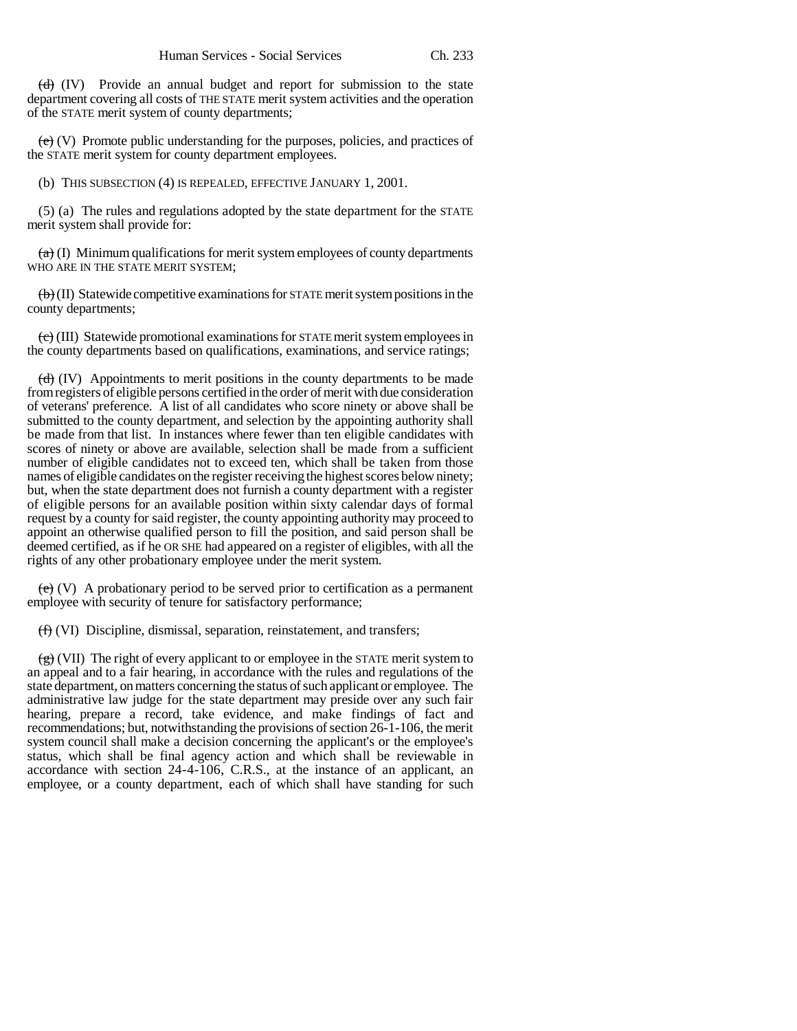~~(d)~~ (IV) Provide an annual budget and report for submission to the state department covering all costs of THE STATE merit system activities and the operation of the STATE merit system of county departments;

~~(e)~~ (V) Promote public understanding for the purposes, policies, and practices of the STATE merit system for county department employees.

(b) THIS SUBSECTION (4) IS REPEALED, EFFECTIVE JANUARY 1, 2001.

(5) (a) The rules and regulations adopted by the state department for the STATE merit system shall provide for:

~~(a)~~ (I) Minimum qualifications for merit system employees of county departments WHO ARE IN THE STATE MERIT SYSTEM;

~~(b)~~ (II) Statewide competitive examinations for STATE merit system positions in the county departments;

~~(c)~~ (III) Statewide promotional examinations for STATE merit system employees in the county departments based on qualifications, examinations, and service ratings;

~~(d)~~ (IV) Appointments to merit positions in the county departments to be made from registers of eligible persons certified in the order of merit with due consideration of veterans' preference. A list of all candidates who score ninety or above shall be submitted to the county department, and selection by the appointing authority shall be made from that list. In instances where fewer than ten eligible candidates with scores of ninety or above are available, selection shall be made from a sufficient number of eligible candidates not to exceed ten, which shall be taken from those names of eligible candidates on the register receiving the highest scores below ninety; but, when the state department does not furnish a county department with a register of eligible persons for an available position within sixty calendar days of formal request by a county for said register, the county appointing authority may proceed to appoint an otherwise qualified person to fill the position, and said person shall be deemed certified, as if he OR SHE had appeared on a register of eligibles, with all the rights of any other probationary employee under the merit system.

~~(e)~~ (V) A probationary period to be served prior to certification as a permanent employee with security of tenure for satisfactory performance;

~~(f)~~ (VI) Discipline, dismissal, separation, reinstatement, and transfers;

~~(g)~~ (VII) The right of every applicant to or employee in the STATE merit system to an appeal and to a fair hearing, in accordance with the rules and regulations of the state department, on matters concerning the status of such applicant or employee. The administrative law judge for the state department may preside over any such fair hearing, prepare a record, take evidence, and make findings of fact and recommendations; but, notwithstanding the provisions of section 26-1-106, the merit system council shall make a decision concerning the applicant's or the employee's status, which shall be final agency action and which shall be reviewable in accordance with section 24-4-106, C.R.S., at the instance of an applicant, an employee, or a county department, each of which shall have standing for such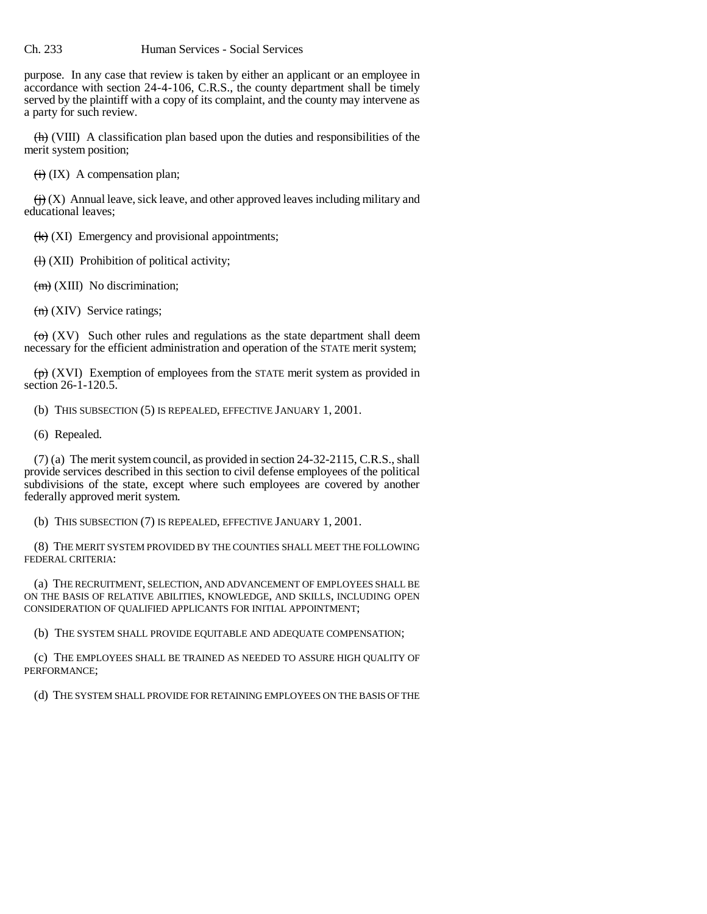purpose. In any case that review is taken by either an applicant or an employee in accordance with section 24-4-106, C.R.S., the county department shall be timely served by the plaintiff with a copy of its complaint, and the county may intervene as a party for such review.

~~(h)~~ (VIII) A classification plan based upon the duties and responsibilities of the merit system position;

~~(i)~~ (IX) A compensation plan;

~~(j)~~ (X) Annual leave, sick leave, and other approved leaves including military and educational leaves;

~~(k)~~ (XI) Emergency and provisional appointments;

~~(l)~~ (XII) Prohibition of political activity;

~~(m)~~ (XIII) No discrimination;

~~(n)~~ (XIV) Service ratings;

~~(o)~~ (XV) Such other rules and regulations as the state department shall deem necessary for the efficient administration and operation of the STATE merit system;

~~(p)~~ (XVI) Exemption of employees from the STATE merit system as provided in section 26-1-120.5.

(b) THIS SUBSECTION (5) IS REPEALED, EFFECTIVE JANUARY 1, 2001.

(6) Repealed.

(7) (a) The merit system council, as provided in section 24-32-2115, C.R.S., shall provide services described in this section to civil defense employees of the political subdivisions of the state, except where such employees are covered by another federally approved merit system.

(b) THIS SUBSECTION (7) IS REPEALED, EFFECTIVE JANUARY 1, 2001.

(8) THE MERIT SYSTEM PROVIDED BY THE COUNTIES SHALL MEET THE FOLLOWING FEDERAL CRITERIA:

(a) THE RECRUITMENT, SELECTION, AND ADVANCEMENT OF EMPLOYEES SHALL BE ON THE BASIS OF RELATIVE ABILITIES, KNOWLEDGE, AND SKILLS, INCLUDING OPEN CONSIDERATION OF QUALIFIED APPLICANTS FOR INITIAL APPOINTMENT;

(b) THE SYSTEM SHALL PROVIDE EQUITABLE AND ADEQUATE COMPENSATION;

(c) THE EMPLOYEES SHALL BE TRAINED AS NEEDED TO ASSURE HIGH QUALITY OF PERFORMANCE;

(d) THE SYSTEM SHALL PROVIDE FOR RETAINING EMPLOYEES ON THE BASIS OF THE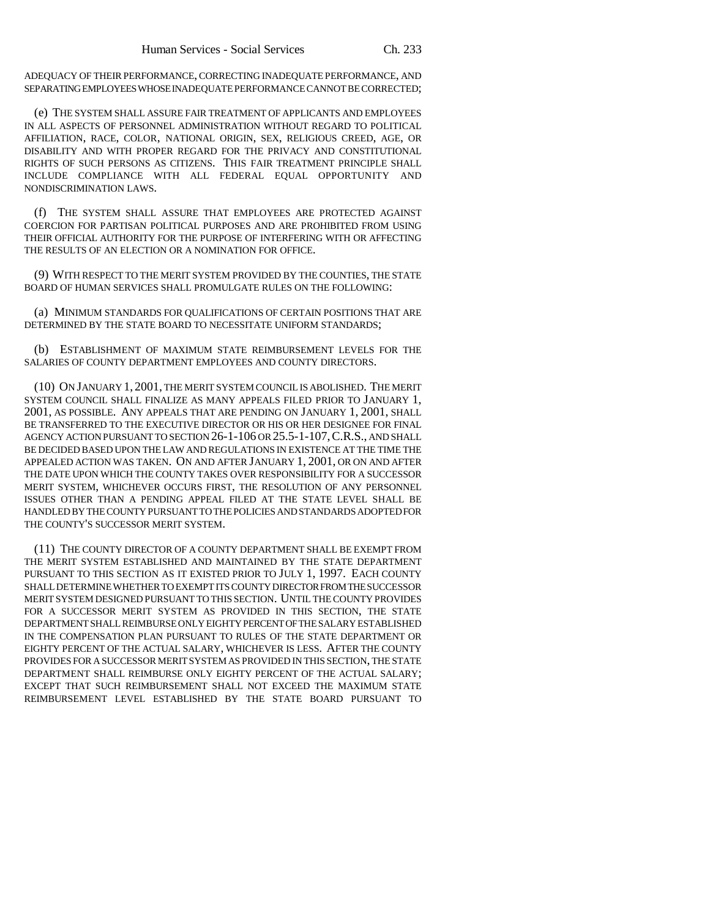ADEQUACY OF THEIR PERFORMANCE, CORRECTING INADEQUATE PERFORMANCE, AND SEPARATING EMPLOYEES WHOSE INADEQUATE PERFORMANCE CANNOT BE CORRECTED;

(e) THE SYSTEM SHALL ASSURE FAIR TREATMENT OF APPLICANTS AND EMPLOYEES IN ALL ASPECTS OF PERSONNEL ADMINISTRATION WITHOUT REGARD TO POLITICAL AFFILIATION, RACE, COLOR, NATIONAL ORIGIN, SEX, RELIGIOUS CREED, AGE, OR DISABILITY AND WITH PROPER REGARD FOR THE PRIVACY AND CONSTITUTIONAL RIGHTS OF SUCH PERSONS AS CITIZENS. THIS FAIR TREATMENT PRINCIPLE SHALL INCLUDE COMPLIANCE WITH ALL FEDERAL EQUAL OPPORTUNITY AND NONDISCRIMINATION LAWS.

(f) THE SYSTEM SHALL ASSURE THAT EMPLOYEES ARE PROTECTED AGAINST COERCION FOR PARTISAN POLITICAL PURPOSES AND ARE PROHIBITED FROM USING THEIR OFFICIAL AUTHORITY FOR THE PURPOSE OF INTERFERING WITH OR AFFECTING THE RESULTS OF AN ELECTION OR A NOMINATION FOR OFFICE.

(9) WITH RESPECT TO THE MERIT SYSTEM PROVIDED BY THE COUNTIES, THE STATE BOARD OF HUMAN SERVICES SHALL PROMULGATE RULES ON THE FOLLOWING:

(a) MINIMUM STANDARDS FOR QUALIFICATIONS OF CERTAIN POSITIONS THAT ARE DETERMINED BY THE STATE BOARD TO NECESSITATE UNIFORM STANDARDS;

(b) ESTABLISHMENT OF MAXIMUM STATE REIMBURSEMENT LEVELS FOR THE SALARIES OF COUNTY DEPARTMENT EMPLOYEES AND COUNTY DIRECTORS.

(10) ON JANUARY 1, 2001, THE MERIT SYSTEM COUNCIL IS ABOLISHED. THE MERIT SYSTEM COUNCIL SHALL FINALIZE AS MANY APPEALS FILED PRIOR TO JANUARY 1, 2001, AS POSSIBLE. ANY APPEALS THAT ARE PENDING ON JANUARY 1, 2001, SHALL BE TRANSFERRED TO THE EXECUTIVE DIRECTOR OR HIS OR HER DESIGNEE FOR FINAL AGENCY ACTION PURSUANT TO SECTION 26-1-106 OR 25.5-1-107, C.R.S., AND SHALL BE DECIDED BASED UPON THE LAW AND REGULATIONS IN EXISTENCE AT THE TIME THE APPEALED ACTION WAS TAKEN. ON AND AFTER JANUARY 1, 2001, OR ON AND AFTER THE DATE UPON WHICH THE COUNTY TAKES OVER RESPONSIBILITY FOR A SUCCESSOR MERIT SYSTEM, WHICHEVER OCCURS FIRST, THE RESOLUTION OF ANY PERSONNEL ISSUES OTHER THAN A PENDING APPEAL FILED AT THE STATE LEVEL SHALL BE HANDLED BY THE COUNTY PURSUANT TO THE POLICIES AND STANDARDS ADOPTED FOR THE COUNTY'S SUCCESSOR MERIT SYSTEM.

(11) THE COUNTY DIRECTOR OF A COUNTY DEPARTMENT SHALL BE EXEMPT FROM THE MERIT SYSTEM ESTABLISHED AND MAINTAINED BY THE STATE DEPARTMENT PURSUANT TO THIS SECTION AS IT EXISTED PRIOR TO JULY 1, 1997. EACH COUNTY SHALL DETERMINE WHETHER TO EXEMPT ITS COUNTY DIRECTOR FROM THE SUCCESSOR MERIT SYSTEM DESIGNED PURSUANT TO THIS SECTION. UNTIL THE COUNTY PROVIDES FOR A SUCCESSOR MERIT SYSTEM AS PROVIDED IN THIS SECTION, THE STATE DEPARTMENT SHALL REIMBURSE ONLY EIGHTY PERCENT OF THE SALARY ESTABLISHED IN THE COMPENSATION PLAN PURSUANT TO RULES OF THE STATE DEPARTMENT OR EIGHTY PERCENT OF THE ACTUAL SALARY, WHICHEVER IS LESS. AFTER THE COUNTY PROVIDES FOR A SUCCESSOR MERIT SYSTEM AS PROVIDED IN THIS SECTION, THE STATE DEPARTMENT SHALL REIMBURSE ONLY EIGHTY PERCENT OF THE ACTUAL SALARY; EXCEPT THAT SUCH REIMBURSEMENT SHALL NOT EXCEED THE MAXIMUM STATE REIMBURSEMENT LEVEL ESTABLISHED BY THE STATE BOARD PURSUANT TO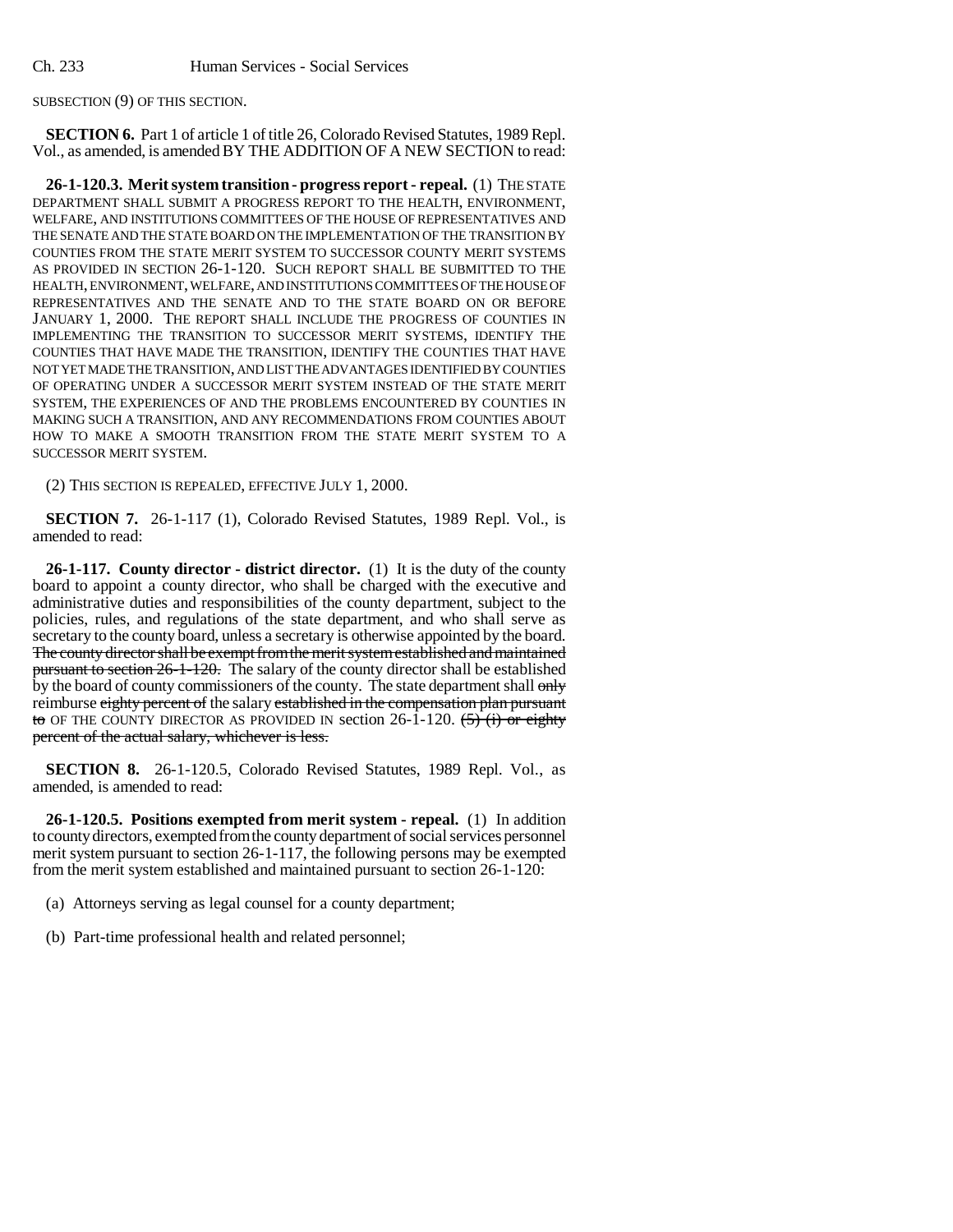SUBSECTION (9) OF THIS SECTION.

**SECTION 6.** Part 1 of article 1 of title 26, Colorado Revised Statutes, 1989 Repl. Vol., as amended, is amended BY THE ADDITION OF A NEW SECTION to read:

**26-1-120.3. Merit system transition - progress report - repeal.** (1) THE STATE DEPARTMENT SHALL SUBMIT A PROGRESS REPORT TO THE HEALTH, ENVIRONMENT, WELFARE, AND INSTITUTIONS COMMITTEES OF THE HOUSE OF REPRESENTATIVES AND THE SENATE AND THE STATE BOARD ON THE IMPLEMENTATION OF THE TRANSITION BY COUNTIES FROM THE STATE MERIT SYSTEM TO SUCCESSOR COUNTY MERIT SYSTEMS AS PROVIDED IN SECTION 26-1-120. SUCH REPORT SHALL BE SUBMITTED TO THE HEALTH, ENVIRONMENT, WELFARE, AND INSTITUTIONS COMMITTEES OF THE HOUSE OF REPRESENTATIVES AND THE SENATE AND TO THE STATE BOARD ON OR BEFORE JANUARY 1, 2000. THE REPORT SHALL INCLUDE THE PROGRESS OF COUNTIES IN IMPLEMENTING THE TRANSITION TO SUCCESSOR MERIT SYSTEMS, IDENTIFY THE COUNTIES THAT HAVE MADE THE TRANSITION, IDENTIFY THE COUNTIES THAT HAVE NOT YET MADE THE TRANSITION, AND LIST THE ADVANTAGES IDENTIFIED BY COUNTIES OF OPERATING UNDER A SUCCESSOR MERIT SYSTEM INSTEAD OF THE STATE MERIT SYSTEM, THE EXPERIENCES OF AND THE PROBLEMS ENCOUNTERED BY COUNTIES IN MAKING SUCH A TRANSITION, AND ANY RECOMMENDATIONS FROM COUNTIES ABOUT HOW TO MAKE A SMOOTH TRANSITION FROM THE STATE MERIT SYSTEM TO A SUCCESSOR MERIT SYSTEM.

(2) THIS SECTION IS REPEALED, EFFECTIVE JULY 1, 2000.

**SECTION 7.** 26-1-117 (1), Colorado Revised Statutes, 1989 Repl. Vol., is amended to read:

**26-1-117. County director - district director.** (1) It is the duty of the county board to appoint a county director, who shall be charged with the executive and administrative duties and responsibilities of the county department, subject to the policies, rules, and regulations of the state department, and who shall serve as secretary to the county board, unless a secretary is otherwise appointed by the board. ~~The county director shall be exempt from the merit system established and maintained pursuant to section 26-1-120.~~ The salary of the county director shall be established by the board of county commissioners of the county. The state department shall ~~only~~ reimburse ~~eighty percent of~~ the salary ~~established in the compensation plan pursuant to~~ OF THE COUNTY DIRECTOR AS PROVIDED IN section 26-1-120. ~~(5) (i) or eighty percent of the actual salary, whichever is less.~~

**SECTION 8.** 26-1-120.5, Colorado Revised Statutes, 1989 Repl. Vol., as amended, is amended to read:

**26-1-120.5. Positions exempted from merit system - repeal.** (1) In addition to county directors, exempted from the county department of social services personnel merit system pursuant to section 26-1-117, the following persons may be exempted from the merit system established and maintained pursuant to section 26-1-120:

(a) Attorneys serving as legal counsel for a county department;

(b) Part-time professional health and related personnel;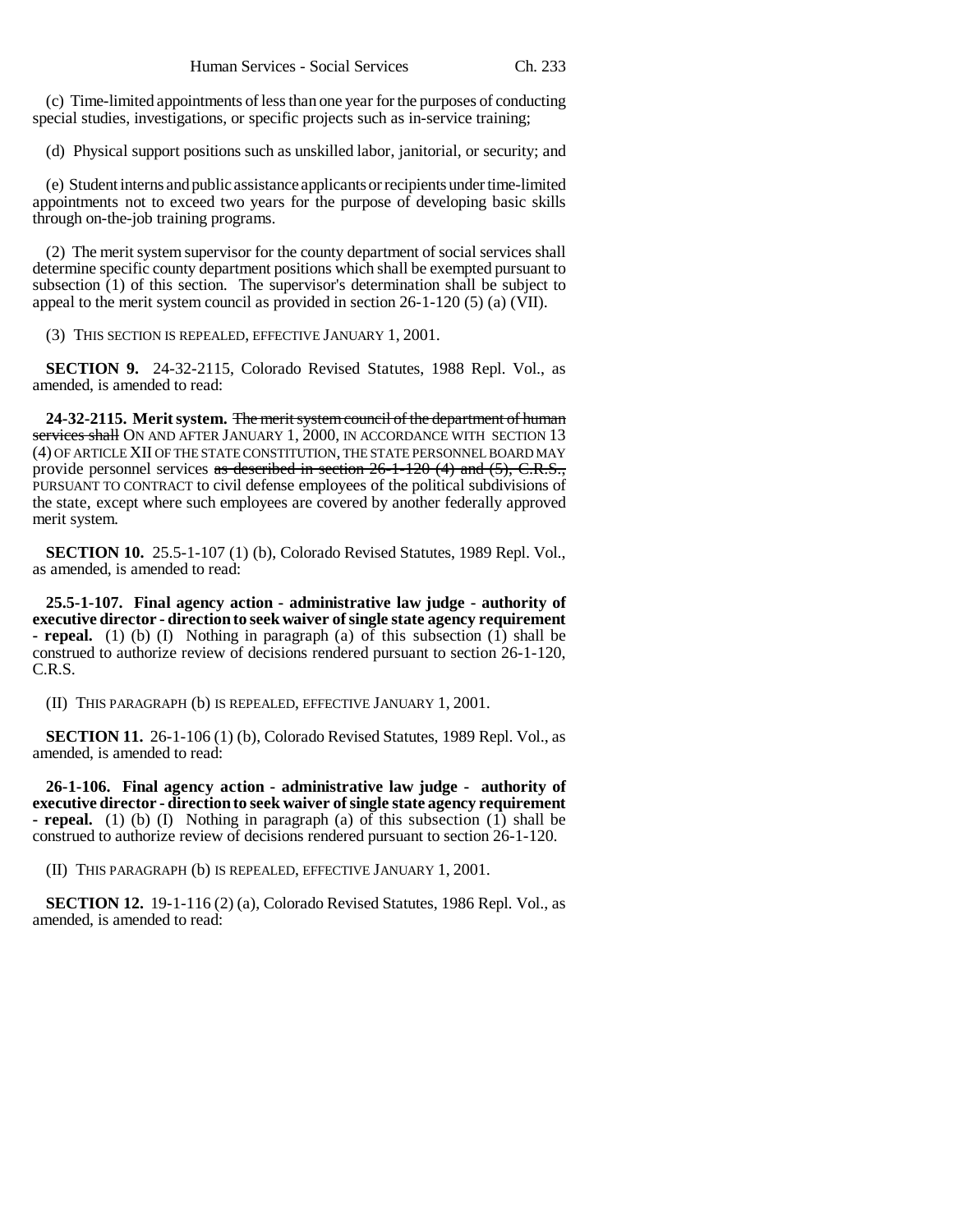(c) Time-limited appointments of less than one year for the purposes of conducting special studies, investigations, or specific projects such as in-service training;

(d) Physical support positions such as unskilled labor, janitorial, or security; and

(e) Student interns and public assistance applicants or recipients under time-limited appointments not to exceed two years for the purpose of developing basic skills through on-the-job training programs.

(2) The merit system supervisor for the county department of social services shall determine specific county department positions which shall be exempted pursuant to subsection (1) of this section. The supervisor's determination shall be subject to appeal to the merit system council as provided in section 26-1-120 (5) (a) (VII).

(3) THIS SECTION IS REPEALED, EFFECTIVE JANUARY 1, 2001.

**SECTION 9.** 24-32-2115, Colorado Revised Statutes, 1988 Repl. Vol., as amended, is amended to read:

**24-32-2115. Merit system.** ~~The merit system council of the department of human services shall~~ ON AND AFTER JANUARY 1, 2000, IN ACCORDANCE WITH SECTION 13 (4) OF ARTICLE XII OF THE STATE CONSTITUTION, THE STATE PERSONNEL BOARD MAY provide personnel services ~~as described in section 26-1-120 (4) and (5), C.R.S.,~~ PURSUANT TO CONTRACT to civil defense employees of the political subdivisions of the state, except where such employees are covered by another federally approved merit system.

**SECTION 10.** 25.5-1-107 (1) (b), Colorado Revised Statutes, 1989 Repl. Vol., as amended, is amended to read:

**25.5-1-107. Final agency action - administrative law judge - authority of executive director - direction to seek waiver of single state agency requirement - repeal.** (1) (b) (I) Nothing in paragraph (a) of this subsection (1) shall be construed to authorize review of decisions rendered pursuant to section 26-1-120, C.R.S.

(II) THIS PARAGRAPH (b) IS REPEALED, EFFECTIVE JANUARY 1, 2001.

**SECTION 11.** 26-1-106 (1) (b), Colorado Revised Statutes, 1989 Repl. Vol., as amended, is amended to read:

**26-1-106. Final agency action - administrative law judge - authority of executive director - direction to seek waiver of single state agency requirement - repeal.** (1) (b) (I) Nothing in paragraph (a) of this subsection (1) shall be construed to authorize review of decisions rendered pursuant to section 26-1-120.

(II) THIS PARAGRAPH (b) IS REPEALED, EFFECTIVE JANUARY 1, 2001.

**SECTION 12.** 19-1-116 (2) (a), Colorado Revised Statutes, 1986 Repl. Vol., as amended, is amended to read: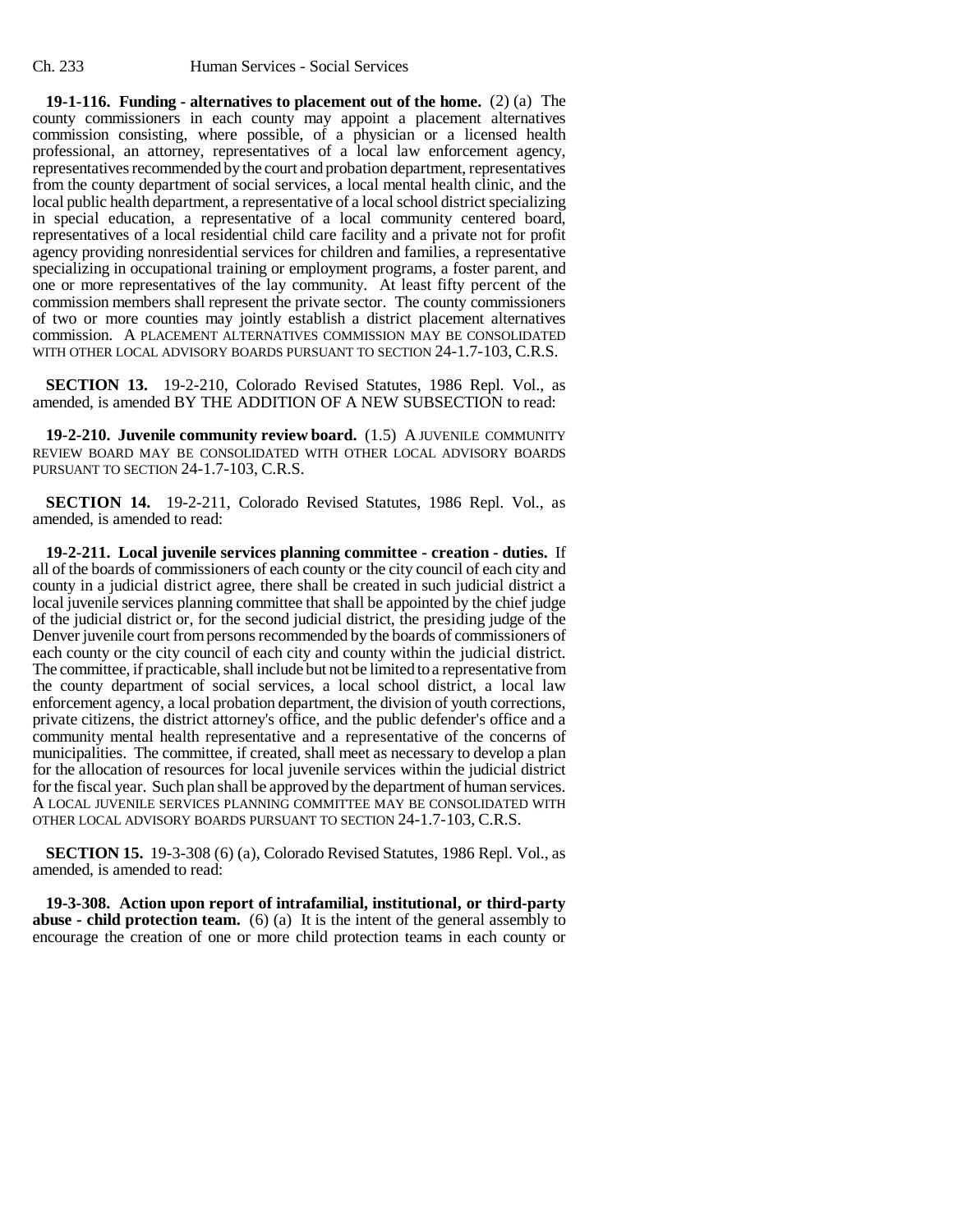**19-1-116. Funding - alternatives to placement out of the home.** (2) (a) The county commissioners in each county may appoint a placement alternatives commission consisting, where possible, of a physician or a licensed health professional, an attorney, representatives of a local law enforcement agency, representatives recommended by the court and probation department, representatives from the county department of social services, a local mental health clinic, and the local public health department, a representative of a local school district specializing in special education, a representative of a local community centered board, representatives of a local residential child care facility and a private not for profit agency providing nonresidential services for children and families, a representative specializing in occupational training or employment programs, a foster parent, and one or more representatives of the lay community. At least fifty percent of the commission members shall represent the private sector. The county commissioners of two or more counties may jointly establish a district placement alternatives commission. A PLACEMENT ALTERNATIVES COMMISSION MAY BE CONSOLIDATED WITH OTHER LOCAL ADVISORY BOARDS PURSUANT TO SECTION 24-1.7-103, C.R.S.

**SECTION 13.** 19-2-210, Colorado Revised Statutes, 1986 Repl. Vol., as amended, is amended BY THE ADDITION OF A NEW SUBSECTION to read:

**19-2-210. Juvenile community review board.** (1.5) A JUVENILE COMMUNITY REVIEW BOARD MAY BE CONSOLIDATED WITH OTHER LOCAL ADVISORY BOARDS PURSUANT TO SECTION 24-1.7-103, C.R.S.

**SECTION 14.** 19-2-211, Colorado Revised Statutes, 1986 Repl. Vol., as amended, is amended to read:

**19-2-211. Local juvenile services planning committee - creation - duties.** If all of the boards of commissioners of each county or the city council of each city and county in a judicial district agree, there shall be created in such judicial district a local juvenile services planning committee that shall be appointed by the chief judge of the judicial district or, for the second judicial district, the presiding judge of the Denver juvenile court from persons recommended by the boards of commissioners of each county or the city council of each city and county within the judicial district. The committee, if practicable, shall include but not be limited to a representative from the county department of social services, a local school district, a local law enforcement agency, a local probation department, the division of youth corrections, private citizens, the district attorney's office, and the public defender's office and a community mental health representative and a representative of the concerns of municipalities. The committee, if created, shall meet as necessary to develop a plan for the allocation of resources for local juvenile services within the judicial district for the fiscal year. Such plan shall be approved by the department of human services. A LOCAL JUVENILE SERVICES PLANNING COMMITTEE MAY BE CONSOLIDATED WITH OTHER LOCAL ADVISORY BOARDS PURSUANT TO SECTION 24-1.7-103, C.R.S.

**SECTION 15.** 19-3-308 (6) (a), Colorado Revised Statutes, 1986 Repl. Vol., as amended, is amended to read:

**19-3-308. Action upon report of intrafamilial, institutional, or third-party abuse - child protection team.** (6) (a) It is the intent of the general assembly to encourage the creation of one or more child protection teams in each county or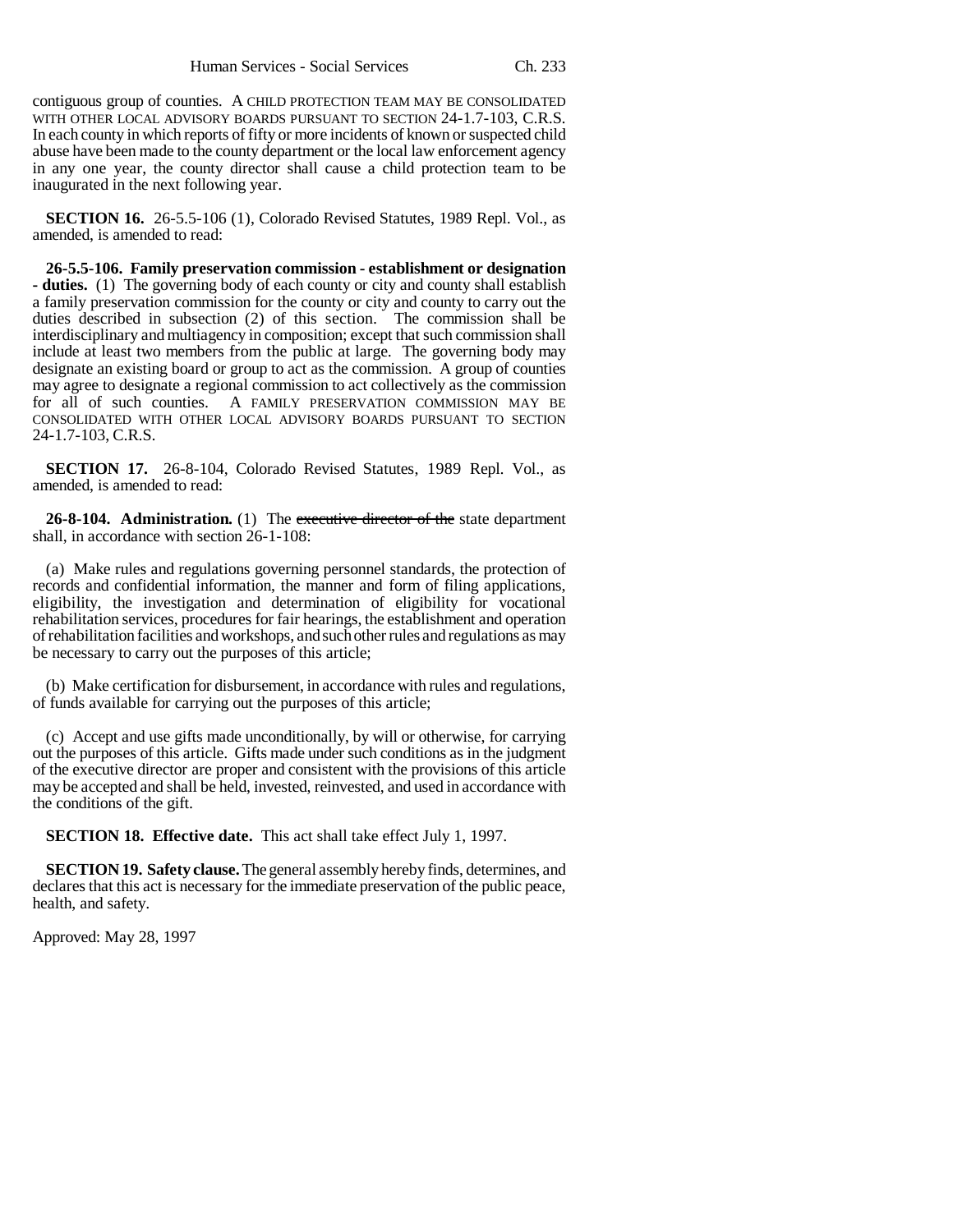contiguous group of counties. A CHILD PROTECTION TEAM MAY BE CONSOLIDATED WITH OTHER LOCAL ADVISORY BOARDS PURSUANT TO SECTION 24-1.7-103, C.R.S. In each county in which reports of fifty or more incidents of known or suspected child abuse have been made to the county department or the local law enforcement agency in any one year, the county director shall cause a child protection team to be inaugurated in the next following year.

**SECTION 16.** 26-5.5-106 (1), Colorado Revised Statutes, 1989 Repl. Vol., as amended, is amended to read:

**26-5.5-106. Family preservation commission - establishment or designation - duties.** (1) The governing body of each county or city and county shall establish a family preservation commission for the county or city and county to carry out the duties described in subsection (2) of this section. The commission shall be interdisciplinary and multiagency in composition; except that such commission shall include at least two members from the public at large. The governing body may designate an existing board or group to act as the commission. A group of counties may agree to designate a regional commission to act collectively as the commission for all of such counties. A FAMILY PRESERVATION COMMISSION MAY BE CONSOLIDATED WITH OTHER LOCAL ADVISORY BOARDS PURSUANT TO SECTION 24-1.7-103, C.R.S.

**SECTION 17.** 26-8-104, Colorado Revised Statutes, 1989 Repl. Vol., as amended, is amended to read:

**26-8-104. Administration.** (1) The ~~executive director of the~~ state department shall, in accordance with section 26-1-108:

(a) Make rules and regulations governing personnel standards, the protection of records and confidential information, the manner and form of filing applications, eligibility, the investigation and determination of eligibility for vocational rehabilitation services, procedures for fair hearings, the establishment and operation of rehabilitation facilities and workshops, and such other rules and regulations as may be necessary to carry out the purposes of this article;

(b) Make certification for disbursement, in accordance with rules and regulations, of funds available for carrying out the purposes of this article;

(c) Accept and use gifts made unconditionally, by will or otherwise, for carrying out the purposes of this article. Gifts made under such conditions as in the judgment of the executive director are proper and consistent with the provisions of this article may be accepted and shall be held, invested, reinvested, and used in accordance with the conditions of the gift.

**SECTION 18. Effective date.** This act shall take effect July 1, 1997.

**SECTION 19. Safety clause.** The general assembly hereby finds, determines, and declares that this act is necessary for the immediate preservation of the public peace, health, and safety.

Approved: May 28, 1997